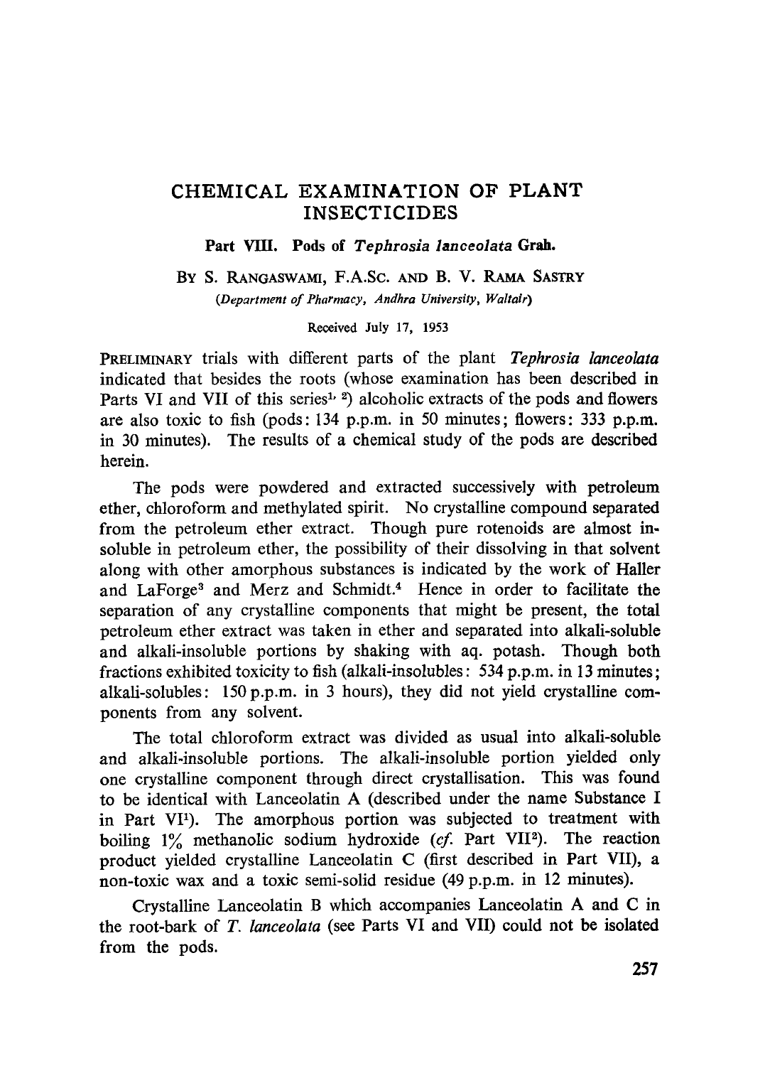# CHEMICAL EXAMINATION OF PLANT INSECTICIDES

## Part VIII. Pods of *Tephrosia lanceolata* Grah.

BY S. RANGASWAMI, F.A.SC. AND B. V. RAMA SASTRY

*(Department of Pharmacy, Andhra University, Waltair)*

Received July 17, 1953

PRELIMINARY trials with different parts of the plant *Tephrosia lanceolata* indicated that besides the roots (whose examination has been described in Parts VI and VII of this series[1, 2]) alcoholic extracts of the pods and flowers are also toxic to fish (pods: 134 p.p.m. in 50 minutes; flowers: 333 p.p.m. in 30 minutes). The results of a chemical study of the pods are described herein.

The pods were powdered and extracted successively with petroleum ether, chloroform and methylated spirit. No crystalline compound separated from the petroleum ether extract. Though pure rotenoids are almost insoluble in petroleum ether, the possibility of their dissolving in that solvent along with other amorphous substances is indicated by the work of Haller and LaForge[3] and Merz and Schmidt.[4] Hence in order to facilitate the separation of any crystalline components that might be present, the total petroleum ether extract was taken in ether and separated into alkali-soluble and alkali-insoluble portions by shaking with aq. potash. Though both fractions exhibited toxicity to fish (alkali-insolubles: 534 p.p.m. in 13 minutes; alkali-solubles: 150 p.p.m. in 3 hours), they did not yield crystalline components from any solvent.

The total chloroform extract was divided as usual into alkali-soluble and alkali-insoluble portions. The alkali-insoluble portion yielded only one crystalline component through direct crystallisation. This was found to be identical with Lanceolatin A (described under the name Substance I in Part VI[1]). The amorphous portion was subjected to treatment with boiling 1% methanolic sodium hydroxide (*cf.* Part VII[2]). The reaction product yielded crystalline Lanceolatin C (first described in Part VII), a non-toxic wax and a toxic semi-solid residue (49 p.p.m. in 12 minutes).

Crystalline Lanceolatin B which accompanies Lanceolatin A and C in the root-bark of *T. lanceolata* (see Parts VI and VII) could not be isolated from the pods.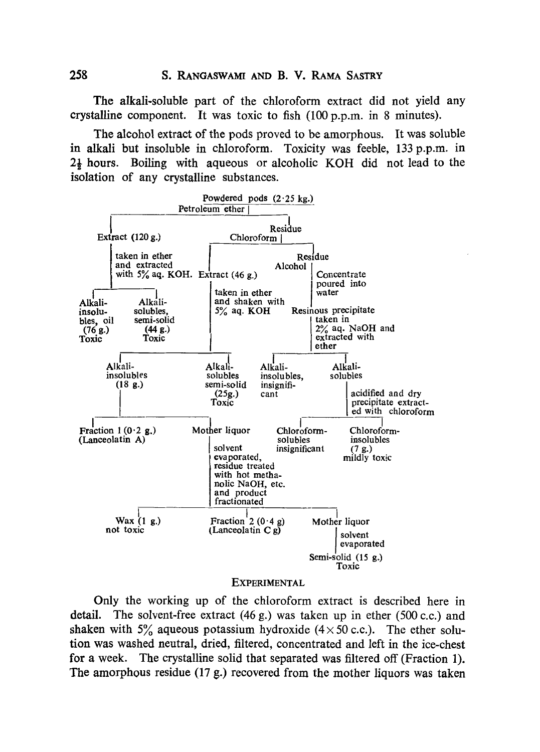The alkali-soluble part of the chloroform extract did not yield any crystalline component. It was toxic to fish (100 p.p.m. in 8 minutes).

The alcohol extract of the pods proved to be amorphous. It was soluble in alkali but insoluble in chloroform. Toxicity was feeble, 133 p.p.m. in 2½ hours. Boiling with aqueous or alcoholic KOH did not lead to the isolation of any crystalline substances.

- Powdered pods (2·25 kg.) — Petroleum ether
  - Extract (120 g.) — taken in ether and extracted with 5% aq. KOH.
    - Alkali-insolubles, oil (76 g.) Toxic
    - Alkali-solubles, semi-solid (44 g.) Toxic
  - Residue — Chloroform
    - Extract (46 g.) — taken in ether and shaken with 5% aq. KOH
      - Alkali-insolubles (18 g.)
        - Fraction 1 (0·2 g.) (Lanceolatin A)
        - Mother liquor — solvent evaporated, residue treated with hot methanolic NaOH, etc. and product fractionated
          - Wax (1 g.) not toxic
          - Fraction 2 (0·4 g) (Lanceolatin C g)
          - Mother liquor — solvent evaporated
            - Semi-solid (15 g.) Toxic
      - Alkali-solubles semi-solid (25g.) Toxic
    - Residue — Alcohol — Concentrate poured into water
      - Resinous precipitate — taken in 2% aq. NaOH and extracted with ether
        - Alkali-insolubles, insignificant
        - Alkali-solubles — acidified and dry precipitate extracted with chloroform
          - Chloroform-solubles insignificant
          - Chloroform-insolubles (7 g.) mildly toxic

## EXPERIMENTAL

Only the working up of the chloroform extract is described here in detail. The solvent-free extract (46 g.) was taken up in ether (500 c.c.) and shaken with 5% aqueous potassium hydroxide (4 × 50 c.c.). The ether solution was washed neutral, dried, filtered, concentrated and left in the ice-chest for a week. The crystalline solid that separated was filtered off (Fraction 1). The amorphous residue (17 g.) recovered from the mother liquors was taken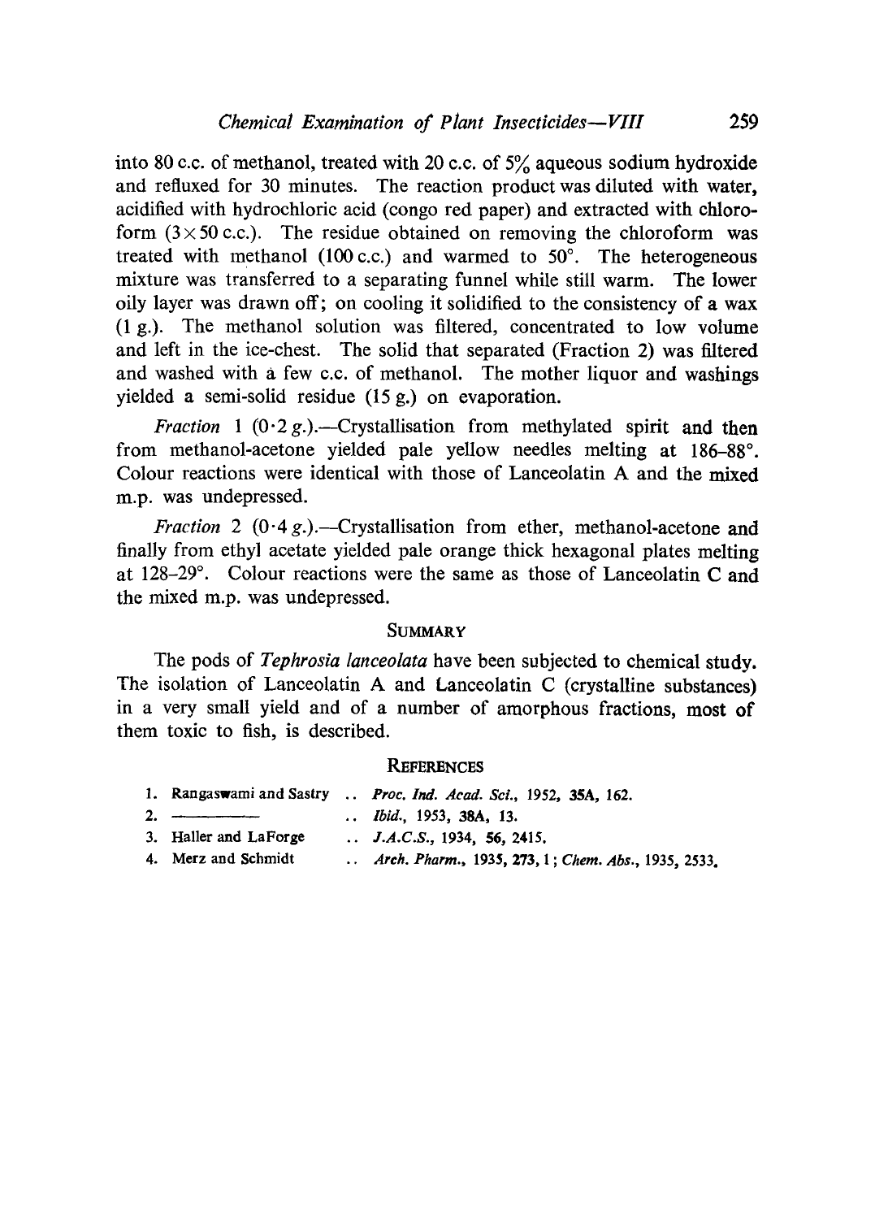into 80 c.c. of methanol, treated with 20 c.c. of 5% aqueous sodium hydroxide and refluxed for 30 minutes. The reaction product was diluted with water, acidified with hydrochloric acid (congo red paper) and extracted with chloroform ($3 \times 50$ c.c.). The residue obtained on removing the chloroform was treated with methanol (100 c.c.) and warmed to 50°. The heterogeneous mixture was transferred to a separating funnel while still warm. The lower oily layer was drawn off; on cooling it solidified to the consistency of a wax (1 g.). The methanol solution was filtered, concentrated to low volume and left in the ice-chest. The solid that separated (Fraction 2) was filtered and washed with a few c.c. of methanol. The mother liquor and washings yielded a semi-solid residue (15 g.) on evaporation.

*Fraction* 1 (0·2 *g*.).—Crystallisation from methylated spirit and then from methanol-acetone yielded pale yellow needles melting at 186–88°. Colour reactions were identical with those of Lanceolatin A and the mixed m.p. was undepressed.

*Fraction* 2 (0·4 *g*.).—Crystallisation from ether, methanol-acetone and finally from ethyl acetate yielded pale orange thick hexagonal plates melting at 128–29°. Colour reactions were the same as those of Lanceolatin C and the mixed m.p. was undepressed.

## SUMMARY

The pods of *Tephrosia lanceolata* have been subjected to chemical study. The isolation of Lanceolatin A and Lanceolatin C (crystalline substances) in a very small yield and of a number of amorphous fractions, most of them toxic to fish, is described.

## REFERENCES

1. Rangaswami and Sastry .. *Proc. Ind. Acad. Sci.*, 1952, **35A**, 162.
2. ———— .. *Ibid.*, 1953, **38A**, 13.
3. Haller and LaForge .. *J.A.C.S.*, 1934, **56**, 2415.
4. Merz and Schmidt .. *Arch. Pharm.*, 1935, **273**, 1; *Chem. Abs.*, 1935, 2533.